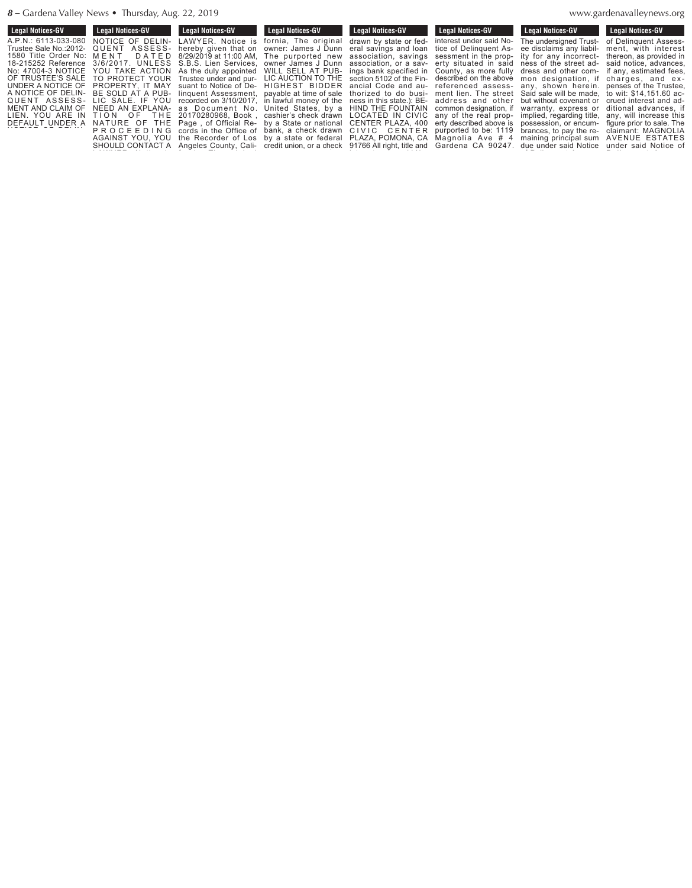## Legal Notices-GV

A.P.N.: 6113-033-080 Trustee Sale No.:2012-1580 Title Order No: 18-215252 Reference No: 47004-3 NOTICE OF TRUSTEE'S SALE UNDER A NOTICE OF A NOTICE OF DELINQUENT ASSESSMENT AND CLAIM OF LIEN. YOU ARE IN DEFAULT UNDER A NOTICE OF DELINQUENT ASSESSMENT DATED 3/6/2017. UNLESS YOU TAKE ACTION TO PROTECT YOUR PROPERTY, IT MAY BE SOLD AT A PUBLIC SALE. IF YOU NEED AN EXPLANATION OF THE NATURE OF THE PROCEEDING AGAINST YOU, YOU SHOULD CONTACT A LAWYER. Notice is hereby given that on 8/29/2019 at 11:00 AM, S.B.S. Lien Services, As the duly appointed Trustee under and pursuant to Notice of Delinquent Assessment, recorded on 3/10/2017, as Document No. 20170280968, Book , Page , of Official Records in the Office of the Recorder of Los Angeles County, California, The original owner: James J Dunn The purported new owner James J Dunn WILL SELL AT PUBLIC AUCTION TO THE HIGHEST BIDDER payable at time of sale in lawful money of the United States, by a cashier's check drawn by a State or national bank, a check drawn by a state or federal credit union, or a check drawn by state or federal savings and loan association, savings association, or a savings bank specified in section 5102 of the Financial Code and authorized to do business in this state.): BEHIND THE FOUNTAIN LOCATED IN CIVIC CENTER PLAZA, 400 CIVIC CENTER PLAZA, POMONA, CA 91766 All right, title and interest under said Notice of Delinquent Assessment in the property situated in said County, as more fully described on the above referenced assessment lien. The street address and other common designation, if any of the real property described above is purported to be: 1119 Magnolia Ave # 4 Gardena CA 90247. The undersigned Trustee disclaims any liability for any incorrectness of the street address and other common designation, if any, shown herein. Said sale will be made, but without covenant or warranty, express or implied, regarding title, possession, or encumbrances, to pay the remaining principal sum due under said Notice of Delinquent Assessment, with interest thereon, as provided in said notice, advances, if any, estimated fees, charges, and expenses of the Trustee, to wit: $14,151.60 accrued interest and additional advances, if any, will increase this figure prior to sale. The claimant: MAGNOLIA AVENUE ESTATES under said Notice of Delinquent Assessment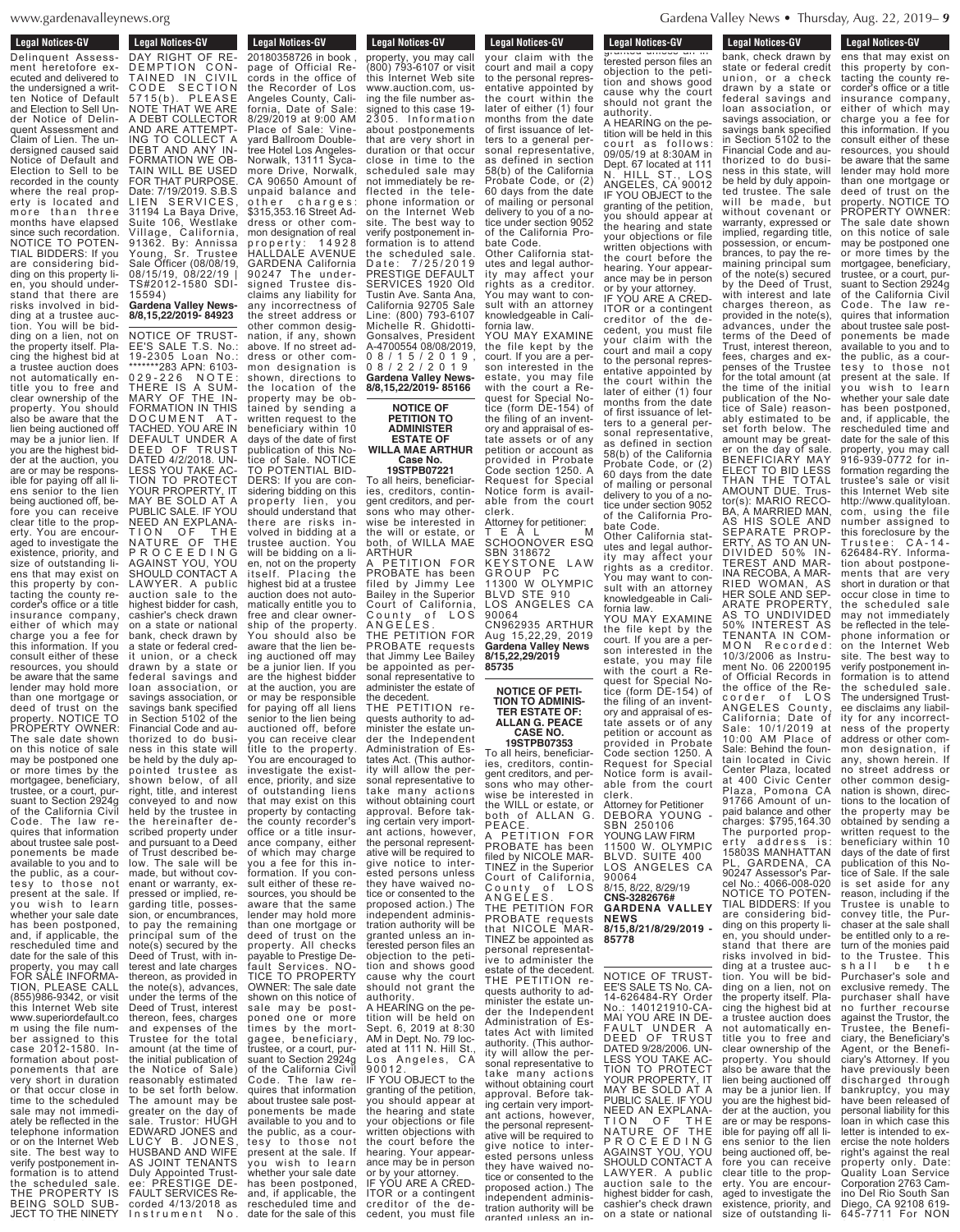Legal Notices-GV

Delinquent Assessment heretofore executed and delivered to the undersigned a written Notice of Default and Election to Sell Under Notice of Delinquent Assessment and Claim of Lien. The undersigned caused said Notice of Default and Election to Sell to be recorded in the county where the real property is located and more than three months have elapsed since such recordation. NOTICE TO POTENTIAL BIDDERS: If you are considering bidding on this property lien, you should understand that there are risks involved in bidding at a trustee auction. You will be bidding on a lien, not on the property itself. Placing the highest bid at a trustee auction does not automatically entitle you to free and clear ownership of the property. You should also be aware that the lien being auctioned off may be a junior lien. If you are the highest bidder at the auction, you are or may be responsible for paying off all liens senior to the lien being auctioned off, before you can receive clear title to the property. You are encouraged to investigate the existence, priority, and size of outstanding liens that may exist on this property by contacting the county recorder's office or a title insurance company, either of which may charge you a fee for this information. If you consult either of these resources, you should be aware that the same lender may hold more than one mortgage or deed of trust on the property. NOTICE TO PROPERTY OWNER: The sale date shown on this notice of sale may be postponed one or more times by the mortgagee, beneficiary, trustee, or a court, pursuant to Section 2924g of the California Civil Code. The law requires that information about trustee sale postponements be made available to you and to the public, as a courtesy to those not present at the sale. If you wish to learn whether your sale date has been postponed, and, if applicable, the rescheduled time and date for the sale of this property, you may call FOR SALE INFORMATION, PLEASE CALL (855)986-9342, or visit this Internet Web site www.superiordefault.com using the file number assigned to this case 2012-1580. Information about postponements that are very short in duration or that occur close in time to the scheduled sale may not immediately be reflected in the telephone information or on the Internet Web site. The best way to verify postponement information is to attend the scheduled sale. THE PROPERTY IS BEING SOLD SUBJECT TO THE NINETY DAY RIGHT OF REDEMPTION CONTAINED IN CIVIL CODE SECTION 5715(b). PLEASE NOTE THAT WE ARE A DEBT COLLECTOR AND ARE ATTEMPTING TO COLLECT A DEBT AND ANY INFORMATION WE OBTAIN WILL BE USED FOR THAT PURPOSE. Date: 7/19/2019. S.B.S LIEN SERVICES, 31194 La Baya Drive, Suite 106, Westlake Village, California, 91362. By: Annissa Young, Sr. Trustee Sale Officer (08/08/19, 08/15/19, 08/22/19 | TS#2012-1580 SDI-15594)

**Gardena Valley News-8/8,15,22/2019- 84923**

NOTICE OF TRUSTEE'S SALE T.S. No.: 19-2305 Loan No.: *******283 APN: 6103-029-226 NOTE: THERE IS A SUMMARY OF THE INFORMATION IN THIS DOCUMENT ATTACHED. YOU ARE IN DEFAULT UNDER A DEED OF TRUST DATED 4/2/2018. UNLESS YOU TAKE ACTION TO PROTECT YOUR PROPERTY, IT MAY BE SOLD AT A PUBLIC SALE. IF YOU NEED AN EXPLANATION OF THE NATURE OF THE PROCEEDING AGAINST YOU, YOU SHOULD CONTACT A LAWYER. A public auction sale to the highest bidder for cash, cashier's check drawn on a state or national bank, check drawn by a state or federal credit union, or a check drawn by a state or federal savings and loan association, or savings association, or savings bank specified in Section 5102 of the Financial Code and authorized to do business in this state will be held by the duly appointed trustee as shown below, of all right, title, and interest conveyed to and now held by the trustee in the hereinafter described property under and pursuant to a Deed of Trust described below. The sale will be made, but without covenant or warranty, expressed or implied, regarding title, possession, or encumbrances, to pay the remaining principal sum of the note(s) secured by the Deed of Trust, with interest and late charges thereon, as provided in the note(s), advances, under the terms of the Deed of Trust, interest thereon, fees, charges and expenses of the Trustee for the total amount (at the time of the initial publication of the Notice of Sale) reasonably estimated to be set forth below. The amount may be greater on the day of sale. Trustor: HUGH EDWARD JONES and LUCY B. JONES, HUSBAND AND WIFE AS JOINT TENANTS Duly Appointed Trustee: PRESTIGE DEFAULT SERVICES Recorded 4/13/2018 as Instrument No. 20180358726 in book , page of Official Records in the office of the Recorder of Los Angeles County, California, Date of Sale: 8/29/2019 at 9:00 AM Place of Sale: Vineyard Ballroom Doubletree Hotel Los Angeles-Norwalk, 13111 Sycamore Drive, Norwalk, CA 90650 Amount of unpaid balance and other charges: $315,353.16 Street Address or other common designation of real property: 14928 HALLDALE AVENUE GARDENA California 90247 The undersigned Trustee disclaims any liability for any incorrectness of the street address or other common designation, if any, shown above. If no street address or other common designation is shown, directions to the location of the property may be obtained by sending a written request to the beneficiary within 10 days of the date of first publication of this Notice of Sale. NOTICE TO POTENTIAL BIDDERS: If you are considering bidding on this property lien, you should understand that there are risks involved in bidding at a trustee auction. You will be bidding on a lien, not on the property itself. Placing the highest bid at a trustee auction does not automatically entitle you to free and clear ownership of the property. You should also be aware that the lien being auctioned off may be a junior lien. If you are the highest bidder at the auction, you are or may be responsible for paying off all liens senior to the lien being auctioned off, before you can receive clear title to the property. You are encouraged to investigate the existence, priority, and size of outstanding liens that may exist on this property by contacting the county recorder's office or a title insurance company, either of which may charge you a fee for this information. If you consult either of these resources, you should be aware that the same lender may hold more than one mortgage or deed of trust on the property. All checks payable to Prestige Default Services. NOTICE TO PROPERTY OWNER: The sale date shown on this notice of sale may be postponed one or more times by the mortgagee, beneficiary, trustee, or a court, pursuant to Section 2924g of the California Civil Code. The law requires that information about trustee sale postponements be made available to you and to the public, as a courtesy to those not present at the sale. If you wish to learn whether your sale date has been postponed, and, if applicable, the rescheduled time and date for the sale of this property, you may call (800) 793-6107 or visit this Internet Web site www.auction.com, using the file number assigned to this case 19-2305. Information about postponements that are very short in duration or that occur close in time to the scheduled sale may not immediately be reflected in the telephone information or on the Internet Web site. The best way to verify postponement information is to attend the scheduled sale. Date: 7/25/2019 PRESTIGE DEFAULT SERVICES 1920 Old Tustin Ave. Santa Ana, California 92705 Sale Line: (800) 793-6107 Michelle R. Ghidotti-Gonsalves, President A-4700554 08/08/2019, 08/15/2019, 08/22/2019

**Gardena Valley News-8/8,15,22/2019- 85166**

**NOTICE OF PETITION TO ADMINISTER ESTATE OF WILLA MAE ARTHUR Case No. 19STPB07221**

To all heirs, beneficiaries, creditors, contingent creditors, and persons who may otherwise be interested in the will or estate, or both, of WILLA MAE ARTHUR

A PETITION FOR PROBATE has been filed by Jimmy Lee Bailey in the Superior Court of California, County of LOS ANGELES.

THE PETITION FOR PROBATE requests that Jimmy Lee Bailey be appointed as personal representative to administer the estate of the decedent.

THE PETITION requests authority to administer the estate under the Independent Administration of Estates Act. (This authority will allow the personal representative to take many actions without obtaining court approval. Before taking certain very important actions, however, the personal representative will be required to give notice to interested persons unless they have waived notice or consented to the proposed action.) The independent administration authority will be granted unless an interested person files an objection to the petition and shows good cause why the court should not grant the authority.

A HEARING on the petition will be held on Sept. 6, 2019 at 8:30 AM in Dept. No. 79 located at 111 N. Hill St., Los Angeles, CA 90012.

IF YOU OBJECT to the granting of the petition, you should appear at the hearing and state your objections or file written objections with the court before the hearing. Your appearance may be in person or by your attorney.

IF YOU ARE A CREDITOR or a contingent creditor of the decedent, you must file your claim with the court and mail a copy to the personal representative appointed by the court within the later of either (1) four months from the date of first issuance of letters to a general personal representative, as defined in section 58(b) of the California Probate Code, or (2) 60 days from the date of mailing or personal delivery to you of a notice under section 9052 of the California Probate Code.

Other California statutes and legal authority may affect your rights as a creditor. You may want to consult with an attorney knowledgeable in California law.

YOU MAY EXAMINE the file kept by the court. If you are a person interested in the estate, you may file with the court a Request for Special Notice (form DE-154) of the filing of an inventory and appraisal of estate assets or of any petition or account as provided in Probate Code section 1250. A Request for Special Notice form is available from the court clerk.

Attorney for petitioner:
TEAL M SCHOONOVER ESQ
SBN 318672
KEYSTONE LAW GROUP PC
11300 W OLYMPIC BLVD STE 910
LOS ANGELES CA 90064
CN962935 ARTHUR Aug 15,22,29, 2019

**Gardena Valley News 8/15,22,29/2019 85735**

**NOTICE OF PETITION TO ADMINISTER ESTATE OF: ALLAN G. PEACE CASE NO. 19STPB07353**

To all heirs, beneficiaries, creditors, contingent creditors, and persons who may otherwise be interested in the WILL or estate, or both of ALLAN G. PEACE.

A PETITION FOR PROBATE has been filed by NICOLE MARTINEZ in the Superior Court of California, County of LOS ANGELES.

THE PETITION FOR PROBATE requests that NICOLE MARTINEZ be appointed as personal representative to administer the estate of the decedent.

THE PETITION requests authority to administer the estate under the Independent Administration of Estates Act with limited authority. (This authority will allow the personal representative to take many actions without obtaining court approval. Before taking certain very important actions, however, the personal representative will be required to give notice to interested persons unless they have waived notice or consented to the proposed action.) The independent administration authority will be granted unless an interested person files an objection to the petition and shows good cause why the court should not grant the authority.

A HEARING on the petition will be held in this court as follows: 09/05/19 at 8:30AM in Dept. 67 located at 111 N. HILL ST., LOS ANGELES, CA 90012

IF YOU OBJECT to the granting of the petition, you should appear at the hearing and state your objections or file written objections with the court before the hearing. Your appearance may be in person or by your attorney.

IF YOU ARE A CREDITOR or a contingent creditor of the decedent, you must file your claim with the court and mail a copy to the personal representative appointed by the court within the later of either (1) four months from the date of first issuance of letters to a general personal representative, as defined in section 58(b) of the California Probate Code, or (2) 60 days from the date of mailing or personal delivery to you of a notice under section 9052 of the California Probate Code.

Other California statutes and legal authority may affect your rights as a creditor. You may want to consult with an attorney knowledgeable in California law.

YOU MAY EXAMINE the file kept by the court. If you are a person interested in the estate, you may file with the court a Request for Special Notice (form DE-154) of the filing of an inventory and appraisal of estate assets or of any petition or account as provided in Probate Code section 1250. A Request for Special Notice form is available from the court clerk.

Attorney for Petitioner
DEBORA YOUNG - SBN 250106
YOUNG LAW FIRM
11500 W. OLYMPIC BLVD. SUITE 400
LOS ANGELES CA 90064
8/15, 8/22, 8/29/19
CNS-3282676#

**GARDENA VALLEY NEWS 8/15,8/21/8/29/2019 - 85778**

NOTICE OF TRUSTEE'S SALE TS No. CA-14-626484-RY Order No.: 140121910-CA-MAI YOU ARE IN DEFAULT UNDER A DEED OF TRUST DATED 9/28/2006. UNLESS YOU TAKE ACTION TO PROTECT YOUR PROPERTY, IT MAY BE SOLD AT A PUBLIC SALE. IF YOU NEED AN EXPLANATION OF THE NATURE OF THE PROCEEDING AGAINST YOU, YOU SHOULD CONTACT A LAWYER. A public auction sale to the highest bidder for cash, cashier's check drawn on a state or national bank, check drawn by state or federal credit union, or a check drawn by a state or federal savings and loan association, or savings association, or savings bank specified in Section 5102 to the Financial Code and authorized to do business in this state, will be held by duly appointed trustee. The sale will be made, but without covenant or warranty, expressed or implied, regarding title, possession, or encumbrances, to pay the remaining principal sum of the note(s) secured by the Deed of Trust, with interest and late charges thereon, as provided in the note(s), advances, under the terms of the Deed of Trust, interest thereon, fees, charges and expenses of the Trustee for the total amount (at the time of the initial publication of the Notice of Sale) reasonably estimated to be set forth below. The amount may be greater on the day of sale. BENEFICIARY MAY ELECT TO BID LESS THAN THE TOTAL AMOUNT DUE. Trustor(s): MARIO RECOBA, A MARRIED MAN, AS HIS SOLE AND SEPARATE PROPERTY, AS TO AN UNDIVIDED 50% INTEREST AND MARINA RECOBA, A MARRIED WOMAN, AS HER SOLE AND SEPARATE PROPERTY, AS TO UNDIVIDED 50% INTEREST AS TENANTA IN COMMON Recorded: 10/3/2006 as Instrument No. 06 2200195 of Official Records in the office of the Recorder of LOS ANGELES County, California; Date of Sale: 10/1/2019 at 10:00 AM Place of Sale: Behind the fountain located in Civic Center Plaza, located at 400 Civic Center Plaza, Pomona CA 91766 Amount of unpaid balance and other charges: $795,164.30 The purported property address is: 15803S MANHATTAN PL, GARDENA, CA 90247 Assessor's Parcel No.: 4066-008-020 NOTICE TO POTENTIAL BIDDERS: If you are considering bidding on this property lien, you should understand that there are risks involved in bidding at a trustee auction. You will be bidding on a lien, not on the property itself. Placing the highest bid at a trustee auction does not automatically entitle you to free and clear ownership of the property. You should also be aware that the lien being auctioned off may be a junior lien. If you are the highest bidder at the auction, you are or may be responsible for paying off all liens senior to the lien being auctioned off, before you can receive clear title to the property. You are encouraged to investigate the existence, priority, and size of outstanding liens that may exist on this property by contacting the county recorder's office or a title insurance company, either of which may charge you a fee for this information. If you consult either of these resources, you should be aware that the same lender may hold more than one mortgage or deed of trust on the property. NOTICE TO PROPERTY OWNER: The sale date shown on this notice of sale may be postponed one or more times by the mortgagee, beneficiary, trustee, or a court, pursuant to Section 2924g of the California Civil Code. The law requires that information about trustee sale postponements be made available to you and to the public, as a courtesy to those not present at the sale. If you wish to learn whether your sale date has been postponed, and, if applicable, the rescheduled time and date for the sale of this property, you may call 916-939-0772 for information regarding the trustee's sale or visit this Internet Web site http://www.qualityloan.com, using the file number assigned to this foreclosure by the Trustee: CA-14-626484-RY. Information about postponements that are very short in duration or that occur close in time to the scheduled sale may not immediately be reflected in the telephone information or on the Internet Web site. The best way to verify postponement information is to attend the scheduled sale. The undersigned Trustee disclaims any liability for any incorrectness of the property address or other common designation, if any, shown herein. If no street address or other common designation is shown, directions to the location of the property may be obtained by sending a written request to the beneficiary within 10 days of the date of first publication of this Notice of Sale. If the sale is set aside for any reason, including if the Trustee is unable to convey title, the Purchaser at the sale shall be entitled only to a return of the monies paid to the Trustee. This shall be the Purchaser's sole and exclusive remedy. The purchaser shall have no further recourse against the Trustor, the Trustee, the Beneficiary, the Beneficiary's Agent, or the Beneficiary's Attorney. If you have previously been discharged through bankruptcy, you may have been released of personal liability for this loan in which case this letter is intended to exercise the note holders right's against the real property only. Date: Quality Loan Service Corporation 2763 Camino Del Rio South San Diego, CA 92108 619-645-7711 For NON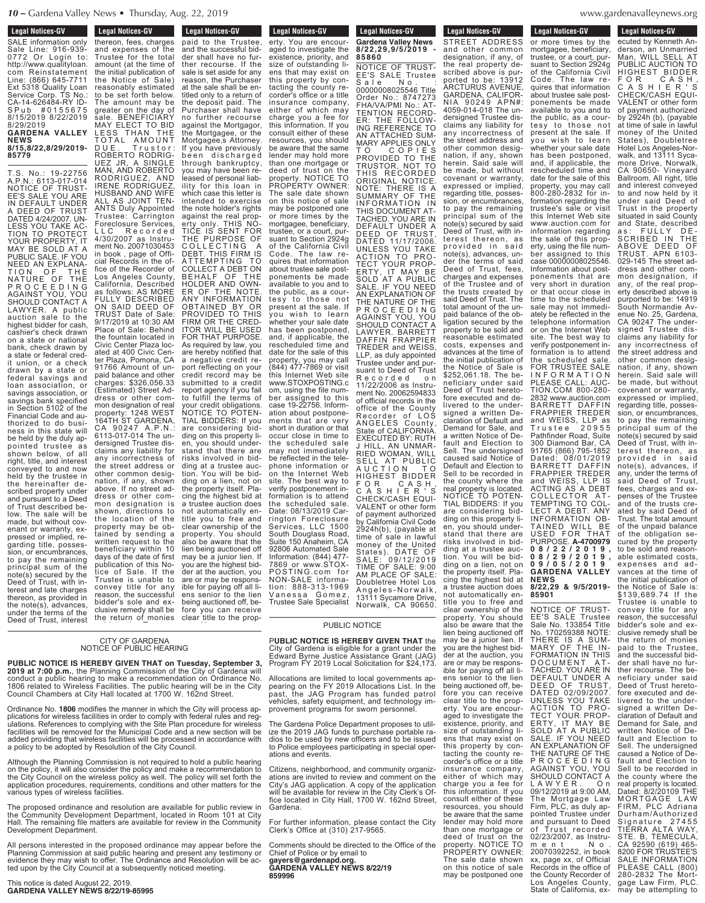**Legal Notices-GV**

SALE information only Sale Line: 916-939-0772 Or Login to: http://www.qualityloan.com Reinstatement Line: (866) 645-7711 Ext 5318 Quality Loan Service Corp. TS No.: CA-14-626484-RY IDSPub #0155675 8/15/2019 8/22/2019 8/29/2019

**GARDENA VALLEY NEWS 8/15,8/22,8/29/2019-85779**

T.S. No.: 19-22756 A.P.N.: 6113-017-014 NOTICE OF TRUSTEE'S SALE YOU ARE IN DEFAULT UNDER A DEED OF TRUST DATED 4/24/2007. UNLESS YOU TAKE ACTION TO PROTECT YOUR PROPERTY, IT MAY BE SOLD AT A PUBLIC SALE. IF YOU NEED AN EXPLANATION OF THE NATURE OF THE PROCEEDING AGAINST YOU, YOU SHOULD CONTACT A LAWYER. A public auction sale to the highest bidder for cash, cashier's check drawn on a state or national bank, check drawn by a state or federal credit union, or a check drawn by a state or federal savings and loan association, or savings association, or savings bank specified in Section 5102 of the Financial Code and authorized to do business in this state will be held by the duly appointed trustee as shown below, of all right, title, and interest conveyed to and now held by the trustee in the hereinafter described property under and pursuant to a Deed of Trust described below. The sale will be made, but without covenant or warranty, expressed or implied, regarding title, possession, or encumbrances, to pay the remaining principal sum of the note(s) secured by the Deed of Trust, with interest and late charges thereon, as provided in the note(s), advances, under the terms of the Deed of Trust, interest thereon, fees, charges and expenses of the Trustee for the total amount (at the time of the initial publication of the Notice of Sale) reasonably estimated to be set forth below. The amount may be greater on the day of sale. BENEFICIARY MAY ELECT TO BID LESS THAN THE TOTAL AMOUNT DUE. Trustor: ROBERTO RODRIGUEZ JR, A SINGLE MAN, AND ROBERTO RODRIGUEZ, HUSBAND AND WIFE ALL AS JOINT TENANTS Duly Appointed Trustee: Carrington Foreclosure Services, LLC Recorded 4/30/2007 as Instrument No. 20071030453 in book , page of Official Records in the office of the Recorder of Los Angeles County, California, Described as follows: AS MORE FULLY DESCRIBED ON SAID DEED OF TRUST Date of Sale: 9/17/2019 at 10:30 AM Place of Sale: Behind the fountain located in Civic Center Plaza located at 400 Civic Center Plaza, Pomona, CA 91766 Amount of unpaid balance and other charges: $326,056.33 (Estimated) Street Address or other common designation of real property: 1248 WEST 164TH ST GARDENA, CA 90247 A.P.N.: 6113-017-014 The undersigned Trustee disclaims any liability for any incorrectness of the street address or other common designation, if any, shown above. If no street address or other common designation is shown, directions to the location of the property may be obtained by sending a written request to the beneficiary within 10 days of the date of first publication of this Notice of Sale. If the Trustee is unable to convey title for any reason, the successful bidder's sole and exclusive remedy shall be the return of monies paid to the Trustee, and the successful bidder shall have no further recourse. If the sale is set aside for any reason, the Purchaser at the sale shall be entitled only to a return of the deposit paid. The Purchaser shall have no further recourse against the Mortgagor, the Mortgagee, or the Mortgagee,s Attorney. If you have previously been discharged through bankruptcy, you may have been released of personal liability for this loan in which case this letter is intended to exercise the note holder's rights against the real property only. THIS NOTICE IS SENT FOR THE PURPOSE OF COLLECTING A DEBT. THIS FIRM IS ATTEMPTING TO COLLECT A DEBT ON BEHALF OF THE HOLDER AND OWNER OF THE NOTE. ANY INFORMATION OBTAINED BY OR PROVIDED TO THIS FIRM OR THE CREDITOR WILL BE USED FOR THAT PURPOSE. As required by law, you are hereby notified that a negative credit report reflecting on your credit record may be submitted to a credit report agency if you fail to fulfill the terms of your credit obligations. NOTICE TO POTENTIAL BIDDERS: If you are considering bidding on this property lien, you should understand that there are risks involved in bidding at a trustee auction. You will be bidding on a lien, not on the property itself. Placing the highest bid at a trustee auction does not automatically entitle you to free and clear ownership of the property. You should also be aware that the lien being auctioned off may be a junior lien. If you are the highest bidder at the auction, you are or may be responsible for paying off all liens senior to the lien being auctioned off, before you can receive clear title to the property. You are encouraged to investigate the existence, priority, and size of outstanding liens that may exist on this property by contacting the county recorder's office or a title insurance company, either of which may charge you a fee for this information. If you consult either of these resources, you should be aware that the same lender may hold more than one mortgage or deed of trust on the property. NOTICE TO PROPERTY OWNER: The sale date shown on this notice of sale may be postponed one or more times by the mortgagee, beneficiary, trustee, or a court, pursuant to Section 2924g of the California Civil Code. The law requires that information about trustee sale postponements be made available to you and to the public, as a courtesy to those not present at the sale. If you wish to learn whether your sale date has been postponed, and, if applicable, the rescheduled time and date for the sale of this property, you may call (844) 477-7869 or visit this Internet Web site www.STOXPOSTING.com, using the file number assigned to this case 19-22756. Information about postponements that are very short in duration or that occur close in time to the scheduled sale may not immediately be reflected in the telephone information or on the Internet Web site. The best way to verify postponement information is to attend the scheduled sale. Date: 08/13/2019 Carrington Foreclosure Services, LLC 1500 South Douglass Road, Suite 150 Anaheim, CA 92806 Automated Sale Information: (844) 477-7869 or www.STOXPOSTING.com for NON-SALE information: 888-313-1969 Vanessa Gomez, Trustee Sale Specialist

**Gardena Valley News 8/22,29,9/5/2019 - 85860**

NOTICE OF TRUSTEE'S SALE Trustee Sale No.: 00000008025546 Title Order No.: 8747273 FHA/VA/PMI No.: ATTENTION RECORDER: THE FOLLOWING REFERENCE TO AN ATTACHED SUMMARY APPLIES ONLY TO COPIES PROVIDED TO THE TRUSTOR, NOT TO THIS RECORDED ORIGINAL NOTICE. NOTE: THERE IS A SUMMARY OF THE INFORMATION IN THIS DOCUMENT ATTACHED. YOU ARE IN DEFAULT UNDER A DEED OF TRUST, DATED 11/17/2006. UNLESS YOU TAKE ACTION TO PROTECT YOUR PROPERTY, IT MAY BE SOLD AT A PUBLIC SALE. IF YOU NEED AN EXPLANATION OF THE NATURE OF THE PROCEEDING AGAINST YOU, YOU SHOULD CONTACT A LAWYER. BARRETT DAFFIN FRAPPIER TREDER and WEISS, LLP, as duly appointed Trustee under and pursuant to Deed of Trust Recorded on 11/22/2006 as Instrument No. 20062594833 of official records in the office of the County Recorder of LOS ANGELES County, State of CALIFORNIA. EXECUTED BY: RUTH J HILL, AN UNMARRIED WOMAN, WILL SELL AT PUBLIC AUCTION TO HIGHEST BIDDER FOR CASH, CASHIER'S CHECK/CASH EQUIVALENT or other form of payment authorized by California Civil Code 2924h(b), (payable at time of sale in lawful money of the United States). DATE OF SALE: 09/12/2019 TIME OF SALE: 9:00 AM PLACE OF SALE: Doubletree Hotel Los Angeles-Norwalk, 13111 Sycamore Drive, Norwalk, CA 90650. STREET ADDRESS and other common designation, if any, of the real property described above is purported to be: 13912 ARCTURUS AVENUE, GARDENA, CALIFORNIA 90249 APN#: 4059-014-018 The undersigned Trustee disclaims any liability for any incorrectness of the street address and other common designation, if any, shown herein. Said sale will be made, but without covenant or warranty, expressed or implied, regarding title, possession, or encumbrances, to pay the remaining principal sum of the note(s) secured by said Deed of Trust, with interest thereon, as provided in said note(s), advances, under the terms of said Deed of Trust, fees, charges and expenses of the Trustee and of the trusts created by said Deed of Trust. The total amount of the unpaid balance of the obligation secured by the property to be sold and reasonable estimated costs, expenses and advances at the time of the initial publication of the Notice of Sale is $252,061.18. The beneficiary under said Deed of Trust heretofore executed and delivered to the undersigned a written Declaration of Default and Demand for Sale, and a written Notice of Default and Election to Sell. The undersigned caused said Notice of Default and Election to Sell to be recorded in the county where the real property is located. NOTICE TO POTENTIAL BIDDERS: If you are considering bidding on this property lien, you should understand that there are risks involved in bidding at a trustee auction. You will be bidding on a lien, not on the property itself. Placing the highest bid at a trustee auction does not automatically entitle you to free and clear ownership of the property. You should also be aware that the lien being auctioned off may be a junior lien. If you are the highest bidder at the auction, you are or may be responsible for paying off all liens senior to the lien being auctioned off, before you can receive clear title to the property. You are encouraged to investigate the existence, priority, and size of outstanding liens that may exist on this property by contacting the county recorder's office or a title insurance company, either of which may charge you a fee for this information. If you consult either of these resources, you should be aware that the same lender may hold more than one mortgage or deed of trust on the property. NOTICE TO PROPERTY OWNER: The sale date shown on this notice of sale may be postponed one or more times by the mortgagee, beneficiary, trustee, or a court, pursuant to Section 2924g of the California Civil Code. The law requires that information about trustee sale postponements be made available to you and to the public, as a courtesy to those not present at the sale. If you wish to learn whether your sale date has been postponed, and, if applicable, the rescheduled time and date for the sale of this property, you may call 800-280-2832 for information regarding the trustee's sale or visit this Internet Web site www.auction.com for information regarding the sale of this property, using the file number assigned to this case 00000008025546. Information about postponements that are very short in duration or that occur close in time to the scheduled sale may not immediately be reflected in the telephone information or on the Internet Web site. The best way to verify postponement information is to attend the scheduled sale. FOR TRUSTEE SALE INFORMATION PLEASE CALL: AUCTION.COM 800-280-2832 www.auction.com BARRETT DAFFIN FRAPPIER TREDER and WEISS, LLP as Trustee 20955 Pathfinder Road, Suite 300 Diamond Bar, CA 91765 (866) 795-1852 Dated: 08/01/2019 BARRETT DAFFIN FRAPPIER TREDER and WEISS, LLP IS ACTING AS A DEBT COLLECTOR ATTEMPTING TO COLLECT A DEBT. ANY INFORMATION OBTAINED WILL BE USED FOR THAT PURPOSE. A-4700979 08/22/2019, 08/29/2019, 09/05/2019

**GARDENA VALLEY NEWS 8/22,29 & 9/5/2019-85901**

NOTICE OF TRUSTEE'S SALE Trustee Sale No. 133854 Title No. 170259388 NOTE: THERE IS A SUMMARY OF THE INFORMATION IN THIS DOCUMENT ATTACHED. YOU ARE IN DEFAULT UNDER A DEED OF TRUST, DATED 02/09/2007. UNLESS YOU TAKE ACTION TO PROTECT YOUR PROPERTY, IT MAY BE SOLD AT A PUBLIC SALE. IF YOU NEED AN EXPLANATION OF THE NATURE OF THE PROCEEDING AGAINST YOU, YOU SHOULD CONTACT A LAWYER. On 09/12/2019 at 9:00 AM, The Mortgage Law Firm, PLC, as duly appointed Trustee under and pursuant to Deed of Trust recorded 02/23/2007, as Instrument No. 20070392252, in book xx, page xx, of Official Records in the office of the County Recorder of Los Angeles County, State of California, executed by Kenneth Anderson, an Unmarried Man, WILL SELL AT PUBLIC AUCTION TO HIGHEST BIDDER FOR CASH, CASHIER'S CHECK/CASH EQUIVALENT or other form of payment authorized by 2924h (b), (payable at time of sale in lawful money of the United States), Doubletree Hotel Los Angeles-Norwalk, and 13111 Sycamore Drive, Norwalk, CA 90650- Vineyard Ballroom. All right, title and interest conveyed to and now held by it under said Deed of Trust in the property situated in said County and State, described as: FULLY DESCRIBED IN THE ABOVE DEED OF TRUST. APN 6103-029-145 The street address and other common designation, if any, of the real property described above is purported to be: 14919 South Normandie Avenue No. 25, Gardena, CA 90247 The undersigned Trustee disclaims any liability for any incorrectness of the street address and other common designation, if any, shown herein. Said sale will be made, but without covenant or warranty, expressed or implied, regarding title, possession, or encumbrances, to pay the remaining principal sum of the note(s) secured by said Deed of Trust, with interest thereon, as provided in said note(s), advances, if any, under the terms of said Deed of Trust, fees, charges and expenses of the Trustee and of the trusts created by said Deed of Trust. The total amount of the unpaid balance of the obligation secured by the property to be sold and reasonable estimated costs, expenses and advances at the time of the initial publication of the Notice of Sale is: $139,689.74 If the Trustee is unable to convey title for any reason, the successful bidder's sole and exclusive remedy shall be the return of monies paid to the Trustee, and the successful bidder shall have no further recourse. The beneficiary under said Deed of Trust heretofore executed and delivered to the undersigned a written Declaration of Default and Demand for Sale, and written Notice of Default and Election to Sell. The undersigned caused a Notice of Default and Election to Sell to be recorded in the county where the real property is located. Dated: 8/2/20109 THE MORTGAGE LAW FIRM, PLC Adriana Durham/Authorized Signature 27455 TIERRA ALTA WAY, STE. B, TEMECULA, CA 92590 (619) 465-8200 FOR TRUSTEE'S SALE INFORMATION PLEASE CALL (800) 280-2832 The Mortgage Law Firm, PLC. may be attempting to

## CITY OF GARDENA
## NOTICE OF PUBLIC HEARING

**PUBLIC NOTICE IS HEREBY GIVEN THAT on Tuesday, September 3, 2019 at 7:00 p.m.**, the Planning Commission of the City of Gardena will conduct a public hearing to make a recommendation on Ordinance No. 1806 related to Wireless Facilities. The public hearing will be in the City Council Chambers at City Hall located at 1700 W. 162nd Street.

Ordinance No. **1806** modifies the manner in which the City will process applications for wireless facilities in order to comply with federal rules and regulations. References to complying with the Site Plan procedure for wireless facilities will be removed for the Municipal Code and a new section will be added providing that wireless facilities will be processed in accordance with a policy to be adopted by Resolution of the City Council.

Although the Planning Commission is not required to hold a public hearing on the policy, it will also consider the policy and make a recommendation to the City Council on the wireless policy as well. The policy will set forth the application procedures, requirements, conditions and other matters for the various types of wireless facilities.

The proposed ordinance and resolution are available for public review in the Community Development Department, located in Room 101 at City Hall. The remaining file matters are available for review in the Community Development Department.

All persons interested in the proposed ordinance may appear before the Planning Commission at said public hearing and present any testimony or evidence they may wish to offer. The Ordinance and Resolution will be acted upon by the City Council at a subsequently noticed meeting.

This notice is dated August 22, 2019.
**GARDENA VALLEY NEWS 8/22/19-85995**

## PUBLIC NOTICE

**PUBLIC NOTICE IS HEREBY GIVEN THAT** the City of Gardena is eligible for a grant under the Edward Byrne Justice Assistance Grant (JAG) Program FY 2019 Local Solicitation for $24,173.

Allocations are limited to local governments appearing on the FY 2019 Allocations List. In the past, the JAG Program has funded patrol vehicles, safety equipment, and technology improvement programs for sworn personnel.

The Gardena Police Department proposes to utilize the 2019 JAG funds to purchase portable radios to be used by new officers and to be issued to Police employees participating in special operations and events.

Citizens, neighborhood, and community organizations are invited to review and comment on the City's JAG application. A copy of the application will be available for review in the City Clerk's Office located in City Hall, 1700 W. 162nd Street, Gardena.

For further information, please contact the City Clerk's Office at (310) 217-9565.

Comments should be directed to the Office of the Chief of Police or by email to **gayers@gardenapd.org.**
**GARDENA VALLEY NEWS 8/22/19 859996**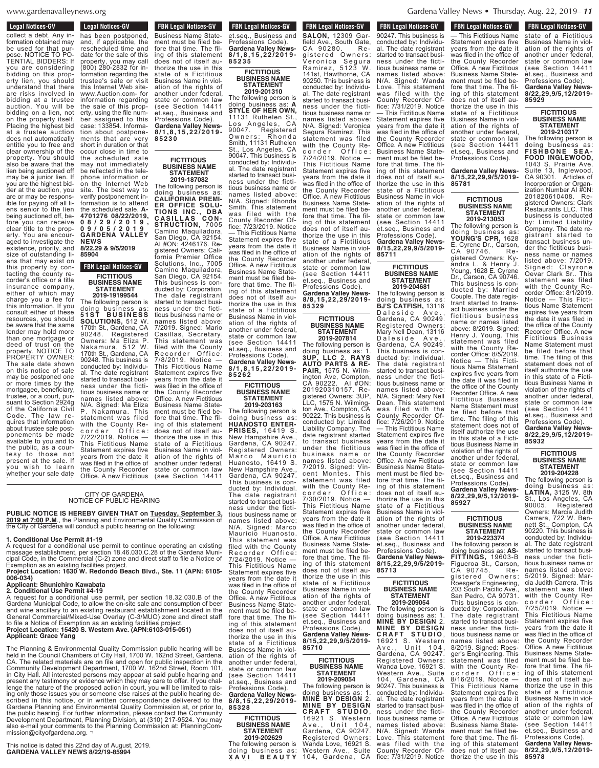## Legal Notices-GV

collect a debt. Any information obtained may be used for that purpose. NOTICE TO POTENTIAL BIDDERS: If you are considering bidding on this property lien, you should understand that there are risks involved in bidding at a trustee auction. You will be bidding on a lien, not on the property itself. Placing the highest bid at a trustee auction does not automatically entitle you to free and clear ownership of the property. You should also be aware that the lien being auctioned off may be a junior lien. If you are the highest bidder at the auction, you are or may be responsible for paying off all liens senior to the lien being auctioned off, before you can receive clear title to the property. You are encouraged to investigate the existence, priority, and size of outstanding liens that may exist on this property by contacting the county recorder's office or a title insurance company, either of which may charge you a fee for this information. If you consult either of these resources, you should be aware that the same lender may hold more than one mortgage or deed of trust on the property. NOTICE TO PROPERTY OWNER: The sale date shown on this notice of sale may be postponed one or more times by the mortgagee, beneficiary, trustee, or a court, pursuant to Section 2924g of the California Civil Code. The law requires that information about trustee sale postponements be made available to you and to the public, as a courtesy to those not present at the sale. If you wish to learn whether your sale date has been postponed, and, if applicable, the rescheduled time and date for the sale of this property, you may call (800) 280-2832 for information regarding the trustee's sale or visit this Internet Web site www.Auction.com- for information regarding the sale of this property, using the file number assigned to this case: 133854. Information about postponements that are very short in duration or that occur close in time to the scheduled sale may not immediately be reflected in the telephone information or on the Internet Web site. The best way to verify postponement information is to attend the scheduled sale. **A-4701276 08/22/2019, 08/29/2019, 09/05/2019 GARDENA VALLEY NEWS 8/22,29 & 9/5/2019 85904**

## FBN Legal Notices-GV

**FICTITIOUS BUSINESS NAME STATEMENT 2019-19199544**

The following person is doing business as: **51ST BUSINESS SOLUTIONS,** 512 W. 170th St., Gardena, CA 90248. Registered Owners: Ma Eliza P. Nakamura, 512 W. 170th St., Gardena, CA 90248. This business is conducted by: Individual. The date registrant started to transact business under the fictitious business name or names listed above: N/A. Signed: Ma Eliza P. Nakamura. This statement was filed with the County Recorder Office: 7/22/2019. Notice — This Fictitious Name Statement expires five years from the date it was filed in the office of the County Recorder Office. A new Fictitious Business Name Statement must be filed before that time. The filing of this statement does not of itself authorize the use in this state of a Fictitious Business Name in violation of the rights of another under federal, state or common law (see Section 14411 et.seq., Business and Professions Code). **Gardena Valley News-8/1,8,15,22/2019-85230**

**FICTITIOUS BUSINESS NAME STATEMENT 2019-187082**

The following person is doing business as: **CALIFORNIA PREMIER OFFICE SOLUTIONS INC., DBA CASILLAS CONSTRUCTION,** 7005 Camino Maquiladora, San Diego, CA 92154. AI #ON: 4246176. Registered Owners: California Premier Office Solutions, Inc., 7005 Camino Maquiladora, San Diego, CA 92154. This business is conducted by: Corporation. The date registrant started to transact business under the fictitious business name or names listed above: 7/2019. Signed: Mario Casillas, Secretary. This statement was filed with the County Recorder Office: 7/8/2019. Notice — This Fictitious Name Statement expires five years from the date it was filed in the office of the County Recorder Office. A new Fictitious Business Name Statement must be filed before that time. The filing of this statement does not of itself authorize the use in this state of a Fictitious Business Name in violation of the rights of another under federal, state or common law (see Section 14411 et.seq., Business and Professions Code). **Gardena Valley News-8/1,8,15,22/2019-85235**

**FICTITIOUS BUSINESS NAME STATEMENT 2019-201310**

The following person is doing business as: **A STYLE OF HER OWN,** 11131 Ruthelen St., Los Angeles, CA 90047. Registered Owners: Rhonda Smith, 11131 Ruthelen St., Los Angeles, CA 90047. This business is conducted by: Individual. The date registrant started to transact business under the fictitious business name or names listed above: N/A. Signed: Rhonda Smith. This statement was filed with the County Recorder Office: 7/23/2019. Notice — This Fictitious Name Statement expires five years from the date it was filed in the office of the County Recorder Office. A new Fictitious Business Name Statement must be filed before that time. The filing of this statement does not of itself authorize the use in this state of a Fictitious Business Name in violation of the rights of another under federal, state or common law (see Section 14411 et.seq., Business and Professions Code). **Gardena Valley News-8/1,8,15,22/2019-85262**

**FICTITIOUS BUSINESS NAME STATEMENT 2019-203163**

The following person is doing business as: **HUANOSTO ENTERPRISES,** 16419 S. New Hampshire Ave., Gardena, CA 90247. Registered Owners: Marco Mauricio Huanosto, 16419 S. New Hampshire Ave., Gardena, CA 90247. This business is conducted by: Individual. The date registrant started to transact business under the fictitious business name or names listed above: N/A. Signed: Marco Mauricio Huanosto. This statement was filed with the County Recorder Office: 7/24/2019. Notice — This Fictitious Name Statement expires five years from the date it was filed in the office of the County Recorder Office. A new Fictitious Business Name Statement must be filed before that time. The filing of this statement does not of itself authorize the use in this state of a Fictitious Business Name in violation of the rights of another under federal, state or common law (see Section 14411 et.seq., Business and Professions Code). **Gardena Valley News-8/8,15,22,29/2019-85328**

**FICTITIOUS BUSINESS NAME STATEMENT 2019-202629**

The following person is doing business as: **XAVI BEAUTY SALON,** 12309 Garfield Ave., South Gate, CA 90280. Registered Owners: Veronica Segura Ramirez, 5123 W. 141st, Hawthorne, CA 90250. This business is conducted by: Individual. The date registrant started to transact business under the fictitious business name or names listed above: N/A. Signed: Veronica Segura Ramirez. This statement was filed with the County Recorder Office: 7/24/2019. Notice — This Fictitious Name Statement expires five years from the date it was filed in the office of the County Recorder Office. A new Fictitious Business Name Statement must be filed before that time. The filing of this statement does not of itself authorize the use in this state of a Fictitious Business Name in violation of the rights of another under federal, state or common law (see Section 14411 et.seq., Business and Professions Code). **Gardena Valley News-8/8,15,22,29/2019-85329**

**FICTITIOUS BUSINESS NAME STATEMENT 2019-207814**

The following person is doing business as: 1. **3UP, LLC** 2. **RAYS AUTO PARTS & REPAIR,** 1575 N. Wilmington Ave, Compton, CA 90222. AI #ON: 201920310157. Registered Owners: 3UP, LLC, 1575 N. Wilmington Ave., Compton, CA 90222. This business is conducted by: Limited Liability Company. The date registrant started to transact business under the fictitious business name or names listed above: 7/2019. Signed: Vincent Montes. This statement was filed with the County Recorder Office: 7/30/2019. Notice — This Fictitious Name Statement expires five years from the date it was filed in the office of the County Recorder Office. A new Fictitious Business Name Statement must be filed before that time. The filing of this statement does not of itself authorize the use in this state of a Fictitious Business Name in violation of the rights of another under federal, state or common law (see Section 14411 et.seq., Business and Professions Code). **Gardena Valley News-8/15,22,29,9/5/2019-85710**

**FICTITIOUS BUSINESS NAME STATEMENT 2019-209054**

The following person is doing business as: 1. **MINE BY DESIGN** 2. **MINE BY DESIGN CRAFT STUDIO,** 16921 S. Western Ave., Unit 104, Gardena, CA 90247. Registered Owners: Wanda Love, 16921 S. Western Ave., Suite 104, Gardena, CA 90247. This business is conducted by: Individual. The date registrant started to transact business under the fictitious business name or names listed above: N/A. Signed: Wanda Love. This statement was filed with the County Recorder Office: 7/31/2019. Notice — This Fictitious Name Statement expires five years from the date it was filed in the office of the County Recorder Office. A new Fictitious Business Name Statement must be filed before that time. The filing of this statement does not of itself authorize the use in this state of a Fictitious Business Name in violation of the rights of another under federal, state or common law (see Section 14411 et.seq., Business and Professions Code). **Gardena Valley News-8/15,22,29,9/5/2019-85711**

**FICTITIOUS BUSINESS NAME STATEMENT 2019-204681**

The following person is doing business as: **BJ'S CATFISH,** 13116 Daleside Ave., Gardena, CA 90249. Registered Owners: Mary Nell Dean, 13116 Daleside Ave., Gardena, CA 90249. This business is conducted by: Individual. The date registrant started to transact business under the fictitious business name or names listed above: N/A. Signed: Mary Nell Dean. This statement was filed with the County Recorder Office: 7/26/2019. Notice — This Fictitious Name Statement expires five years from the date it was filed in the office of the County Recorder Office. A new Fictitious Business Name Statement must be filed before that time. The filing of this statement does not of itself authorize the use in this state of a Fictitious Business Name in violation of the rights of another under federal, state or common law (see Section 14411 et.seq., Business and Professions Code). **Gardena Valley News-8/15,22,29,9/5/2019-85713**

**FICTITIOUS BUSINESS NAME STATEMENT 2019-209054**

The following person is doing business as: 1. **MINE BY DESIGN** 2. **MINE BY DESIGN CRAFT STUDIO,** 16921 S. Western Ave., Unit 104, Gardena, CA 90247. Registered Owners: Wanda Love, 16921 S. Western Ave., Suite 104, Gardena, CA 90247. This business is conducted by: Individual. The date registrant started to transact business under the fictitious business name or names listed above: N/A. Signed: Wanda Love. This statement was filed with the County Recorder Office: 7/31/2019. Notice — This Fictitious Name Statement expires five years from the date it was filed in the office of the County Recorder Office. A new Fictitious Business Name Statement must be filed before that time. The filing of this statement does not of itself authorize the use in this state of a Fictitious Business Name in violation of the rights of another under federal, state or common law (see Section 14411 et.seq., Business and Professions Code). **Gardena Valley News-8/15,22,29,9/5/2019-85781**

**FICTITIOUS BUSINESS NAME STATEMENT 2019-213053**

The following person is doing business as: **YOUNG'S CPR,** 1628 E. Cyrene Dr., Carson, CA 90746. Registered Owners: Kyandra L. & Henry J. Young, 1628 E. Cyrene Dr., Carson, CA 90746. This business is conducted by: Married Couple. The date registrant started to transact business under the fictitious business name or names listed above: 8/2019. Signed: Henry J. Young. This statement was filed with the County Recorder Office: 8/5/2019. Notice — This Fictitious Name Statement expires five years from the date it was filed in the office of the County Recorder Office. A new Fictitious Business Name Statement must be filed before that time. The filing of this statement does not of itself authorize the use in this state of a Fictitious Business Name in violation of the rights of another under federal, state or common law (see Section 14411 et.seq., Business and Professions Code). **Gardena Valley News-8/22,29,9/5,12/2019-85927**

**FICTITIOUS BUSINESS NAME STATEMENT 2019-223374**

The following person is doing business as: **AS-FITTINGS,** 19603-B Figueroa St., Carson, CA 90745. Registered Owners: Roesger's Engineering, 203 South Pacific Ave., San Pedro, CA 90731. This business is conducted by: Corporation. The date registrant started to transact business under the fictitious business name or names listed above: 8/2019. Signed: Roesger's Engineering. This statement was filed with the County Recorder Office: 8/16/2019. Notice — This Fictitious Name Statement expires five years from the date it was filed in the office of the County Recorder Office. A new Fictitious Business Name Statement must be filed before that time. The filing of this statement does not of itself authorize the use in this state of a Fictitious Business Name in violation of the rights of another under federal, state or common law (see Section 14411 et.seq., Business and Professions Code). **Gardena Valley News-8/22,29,9/5,12/2019-85929**

**FICTITIOUS BUSINESS NAME STATEMENT 2019-210317**

The following person is doing business as: **FISHBONE SEAFOOD INGLEWOOD,** 1043 S. Prairie Ave. Suite 13, Inglewood, CA 90301. Articles of Incorporation or Organization Number AI #ON: 201820610408. Registered Owners: Clark Restaurants LLC. This business is conducted by: Limited Liability Company. The date registrant started to transact business under the fictitious business name or names listed above: 7/2019. Signed: Clayrone Oevar Clark Sr.. This statement was filed with the County Recorder Office: 8/1/2019. Notice — This Fictitious Name Statement expires five years from the date it was filed in the office of the County Recorder Office. A new Fictitious Business Name Statement must be filed before that time. The filing of this statement does not of itself authorize the use in this state of a Fictitious Business Name in violation of the rights of another under federal, state or common law (see Section 14411 et.seq., Business and Professions Code). **Gardena Valley News-8/22,29,9/5,12/2019-85932**

**FICTITIOUS BUSINESS NAME STATEMENT 2019-204228**

The following person is doing business as: **LATINA,** 3125 W. 8th St., Los Angeles, CA 90005. Registered Owners: Marcia Judith Carrera, 722 W. Bennett St., Compton, CA 90220. This business is conducted by: Individual. The date registrant started to transact business under the fictitious business name or names listed above: 5/2019. Signed: Marcia Judith Carrera. This statement was filed with the County Recorder Office: 7/25/2019. Notice — This Fictitious Name Statement expires five years from the date it was filed in the office of the County Recorder Office. A new Fictitious Business Name Statement must be filed before that time. The filing of this statement does not of itself authorize the use in this state of a Fictitious Business Name in violation of the rights of another under federal, state or common law (see Section 14411 et.seq., Business and Professions Code). **Gardena Valley News-8/22,29,9/5,12/2019-85978**

CITY OF GARDENA
NOTICE OF PUBLIC HEARING

**PUBLIC NOTICE IS HEREBY GIVEN THAT on Tuesday, September 3, 2019 at 7:00 P.M.**, the Planning and Environmental Quality Commission of the City of Gardena will conduct a public hearing on the following:

**1. Conditional Use Permit #1-19**
A request for a conditional use permit to continue operating an existing massage establishment, per section 18.46.030.C.28 of the Gardena Municipal Code, in the Commercial (C-2) zone and direct staff to file a Notice of Exemption as an existing facilities project.
**Project Location: 1630 W. Redondo Beach Blvd., Ste. 11 (APN: 6105-006-034)**
**Applicant: Shunichiro Kawabata**

**2. Conditional Use Permit #4-19**
A request for a conditional use permit, per section 18.32.030.B of the Gardena Municipal Code, to allow the on-site sale and consumption of beer and wine ancillary to an existing restaurant establishment located in the General Commercial/Mixed-Use Overlay (C-3/MUO) zone and direct staff to file a Notice of Exemption as an existing facilities project.
**Project Location: 15420 S. Western Ave. (APN:6103-015-051)**
**Applicant: Grace Yang**

The Planning & Environmental Quality Commission public hearing will be held in the Council Chambers of City Hall, 1700 W. 162nd Street, Gardena, CA. The related materials are on file and open for public inspection in the Community Development Department, 1700 W. 162nd Street, Room 101, in City Hall. All interested persons may appear at said public hearing and present any testimony or evidence which they may care to offer. If you challenge the nature of the proposed action in court, you will be limited to raising only those issues you or someone else raises at the public hearing described in this notice, or in written correspondence delivered to the Gardena Planning and Environmental Quality Commission at, or prior to, the public hearing. For further information, please contact the Community Development Department, Planning Division, at (310) 217-9524. You may also e-mail your comments to the Planning Commission at: PlanningCommission@cityofgardena.org.

This notice is dated this 22nd day of August, 2019.
**GARDENA VALLEY NEWS 8/22/19-85994**